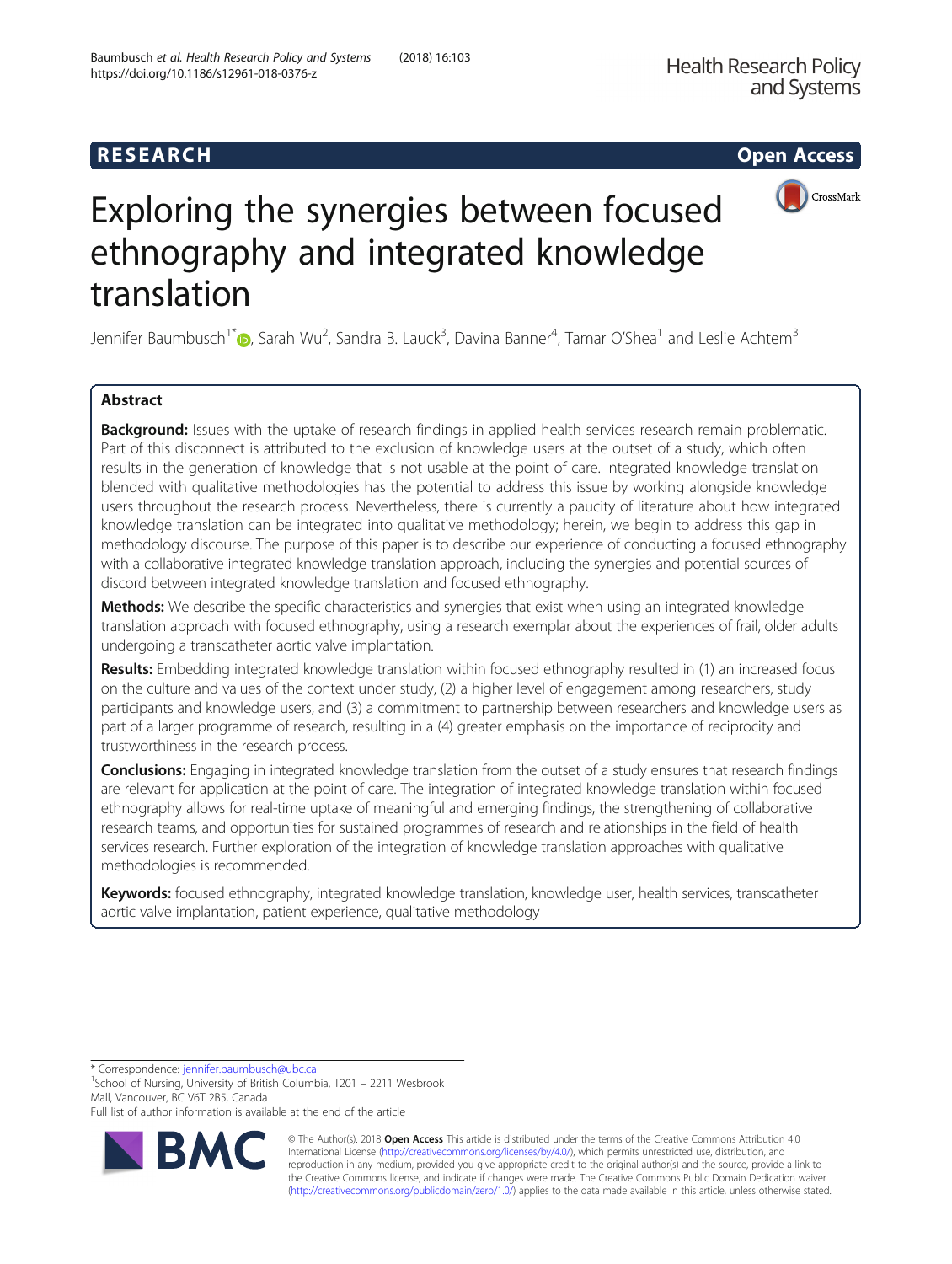RESEARCH Open Access

# Exploring the synergies between focused ethnography and integrated knowledge translation

Jennifer Baumbusch[1*], Sarah Wu[2], Sandra B. Lauck[3], Davina Banner[4], Tamar O'Shea[1] and Leslie Achtem[3]

## Abstract

**Background:** Issues with the uptake of research findings in applied health services research remain problematic. Part of this disconnect is attributed to the exclusion of knowledge users at the outset of a study, which often results in the generation of knowledge that is not usable at the point of care. Integrated knowledge translation blended with qualitative methodologies has the potential to address this issue by working alongside knowledge users throughout the research process. Nevertheless, there is currently a paucity of literature about how integrated knowledge translation can be integrated into qualitative methodology; herein, we begin to address this gap in methodology discourse. The purpose of this paper is to describe our experience of conducting a focused ethnography with a collaborative integrated knowledge translation approach, including the synergies and potential sources of discord between integrated knowledge translation and focused ethnography.

**Methods:** We describe the specific characteristics and synergies that exist when using an integrated knowledge translation approach with focused ethnography, using a research exemplar about the experiences of frail, older adults undergoing a transcatheter aortic valve implantation.

**Results:** Embedding integrated knowledge translation within focused ethnography resulted in (1) an increased focus on the culture and values of the context under study, (2) a higher level of engagement among researchers, study participants and knowledge users, and (3) a commitment to partnership between researchers and knowledge users as part of a larger programme of research, resulting in a (4) greater emphasis on the importance of reciprocity and trustworthiness in the research process.

**Conclusions:** Engaging in integrated knowledge translation from the outset of a study ensures that research findings are relevant for application at the point of care. The integration of integrated knowledge translation within focused ethnography allows for real-time uptake of meaningful and emerging findings, the strengthening of collaborative research teams, and opportunities for sustained programmes of research and relationships in the field of health services research. Further exploration of the integration of knowledge translation approaches with qualitative methodologies is recommended.

**Keywords:** focused ethnography, integrated knowledge translation, knowledge user, health services, transcatheter aortic valve implantation, patient experience, qualitative methodology

---

\* Correspondence: jennifer.baumbusch@ubc.ca
[1]School of Nursing, University of British Columbia, T201 – 2211 Wesbrook Mall, Vancouver, BC V6T 2B5, Canada
Full list of author information is available at the end of the article

© The Author(s). 2018 **Open Access** This article is distributed under the terms of the Creative Commons Attribution 4.0 International License (http://creativecommons.org/licenses/by/4.0/), which permits unrestricted use, distribution, and reproduction in any medium, provided you give appropriate credit to the original author(s) and the source, provide a link to the Creative Commons license, and indicate if changes were made. The Creative Commons Public Domain Dedication waiver (http://creativecommons.org/publicdomain/zero/1.0/) applies to the data made available in this article, unless otherwise stated.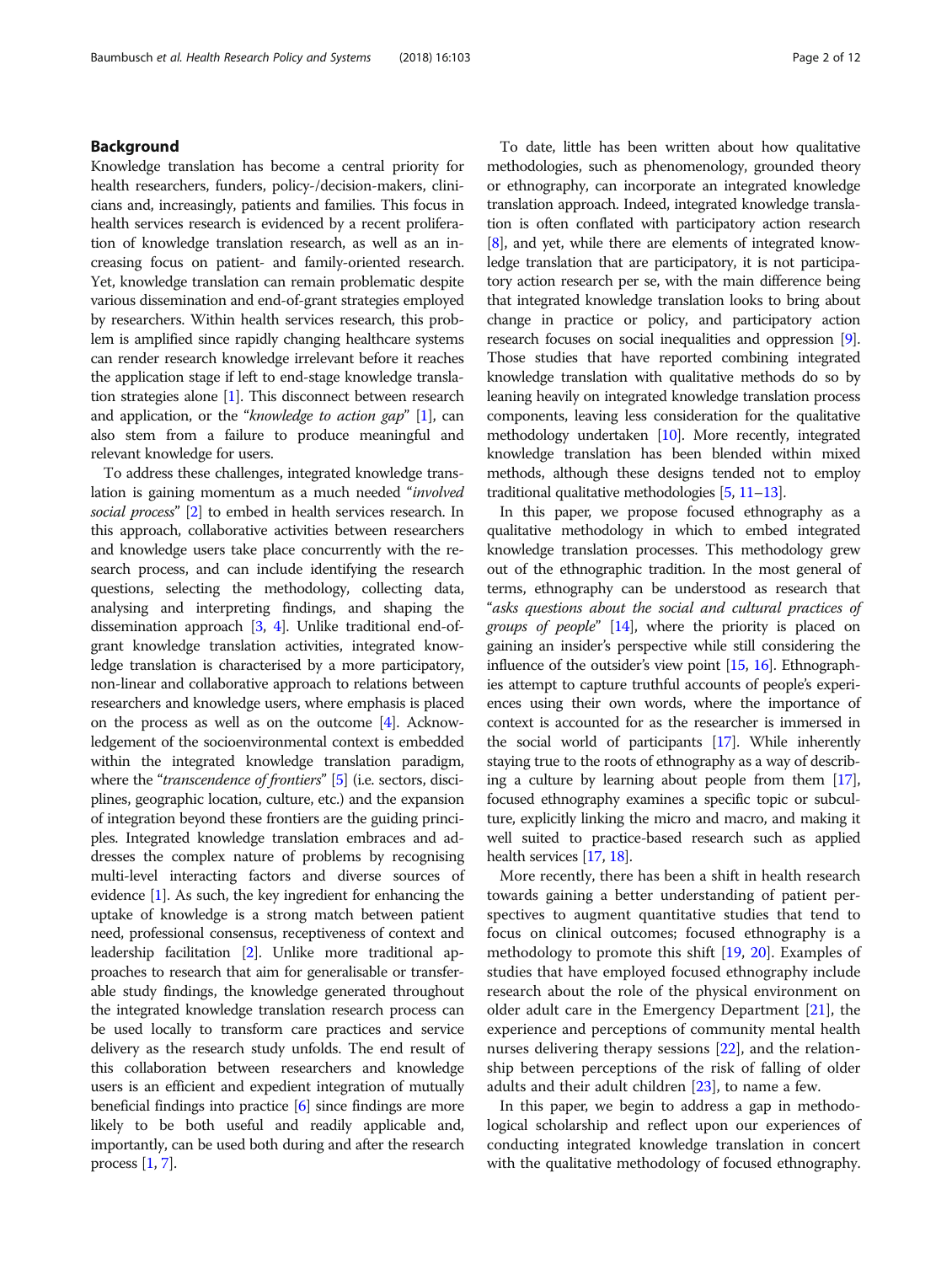## Background

Knowledge translation has become a central priority for health researchers, funders, policy-/decision-makers, clinicians and, increasingly, patients and families. This focus in health services research is evidenced by a recent proliferation of knowledge translation research, as well as an increasing focus on patient- and family-oriented research. Yet, knowledge translation can remain problematic despite various dissemination and end-of-grant strategies employed by researchers. Within health services research, this problem is amplified since rapidly changing healthcare systems can render research knowledge irrelevant before it reaches the application stage if left to end-stage knowledge translation strategies alone [1]. This disconnect between research and application, or the "*knowledge to action gap*" [1], can also stem from a failure to produce meaningful and relevant knowledge for users.

To address these challenges, integrated knowledge translation is gaining momentum as a much needed "*involved social process*" [2] to embed in health services research. In this approach, collaborative activities between researchers and knowledge users take place concurrently with the research process, and can include identifying the research questions, selecting the methodology, collecting data, analysing and interpreting findings, and shaping the dissemination approach [3, 4]. Unlike traditional end-of-grant knowledge translation activities, integrated knowledge translation is characterised by a more participatory, non-linear and collaborative approach to relations between researchers and knowledge users, where emphasis is placed on the process as well as on the outcome [4]. Acknowledgement of the socioenvironmental context is embedded within the integrated knowledge translation paradigm, where the "*transcendence of frontiers*" [5] (i.e. sectors, disciplines, geographic location, culture, etc.) and the expansion of integration beyond these frontiers are the guiding principles. Integrated knowledge translation embraces and addresses the complex nature of problems by recognising multi-level interacting factors and diverse sources of evidence [1]. As such, the key ingredient for enhancing the uptake of knowledge is a strong match between patient need, professional consensus, receptiveness of context and leadership facilitation [2]. Unlike more traditional approaches to research that aim for generalisable or transferable study findings, the knowledge generated throughout the integrated knowledge translation research process can be used locally to transform care practices and service delivery as the research study unfolds. The end result of this collaboration between researchers and knowledge users is an efficient and expedient integration of mutually beneficial findings into practice [6] since findings are more likely to be both useful and readily applicable and, importantly, can be used both during and after the research process [1, 7].

To date, little has been written about how qualitative methodologies, such as phenomenology, grounded theory or ethnography, can incorporate an integrated knowledge translation approach. Indeed, integrated knowledge translation is often conflated with participatory action research [8], and yet, while there are elements of integrated knowledge translation that are participatory, it is not participatory action research per se, with the main difference being that integrated knowledge translation looks to bring about change in practice or policy, and participatory action research focuses on social inequalities and oppression [9]. Those studies that have reported combining integrated knowledge translation with qualitative methods do so by leaning heavily on integrated knowledge translation process components, leaving less consideration for the qualitative methodology undertaken [10]. More recently, integrated knowledge translation has been blended within mixed methods, although these designs tended not to employ traditional qualitative methodologies [5, 11–13].

In this paper, we propose focused ethnography as a qualitative methodology in which to embed integrated knowledge translation processes. This methodology grew out of the ethnographic tradition. In the most general of terms, ethnography can be understood as research that "*asks questions about the social and cultural practices of groups of people*" [14], where the priority is placed on gaining an insider's perspective while still considering the influence of the outsider's view point [15, 16]. Ethnographies attempt to capture truthful accounts of people's experiences using their own words, where the importance of context is accounted for as the researcher is immersed in the social world of participants [17]. While inherently staying true to the roots of ethnography as a way of describing a culture by learning about people from them [17], focused ethnography examines a specific topic or subculture, explicitly linking the micro and macro, and making it well suited to practice-based research such as applied health services [17, 18].

More recently, there has been a shift in health research towards gaining a better understanding of patient perspectives to augment quantitative studies that tend to focus on clinical outcomes; focused ethnography is a methodology to promote this shift [19, 20]. Examples of studies that have employed focused ethnography include research about the role of the physical environment on older adult care in the Emergency Department [21], the experience and perceptions of community mental health nurses delivering therapy sessions [22], and the relationship between perceptions of the risk of falling of older adults and their adult children [23], to name a few.

In this paper, we begin to address a gap in methodological scholarship and reflect upon our experiences of conducting integrated knowledge translation in concert with the qualitative methodology of focused ethnography.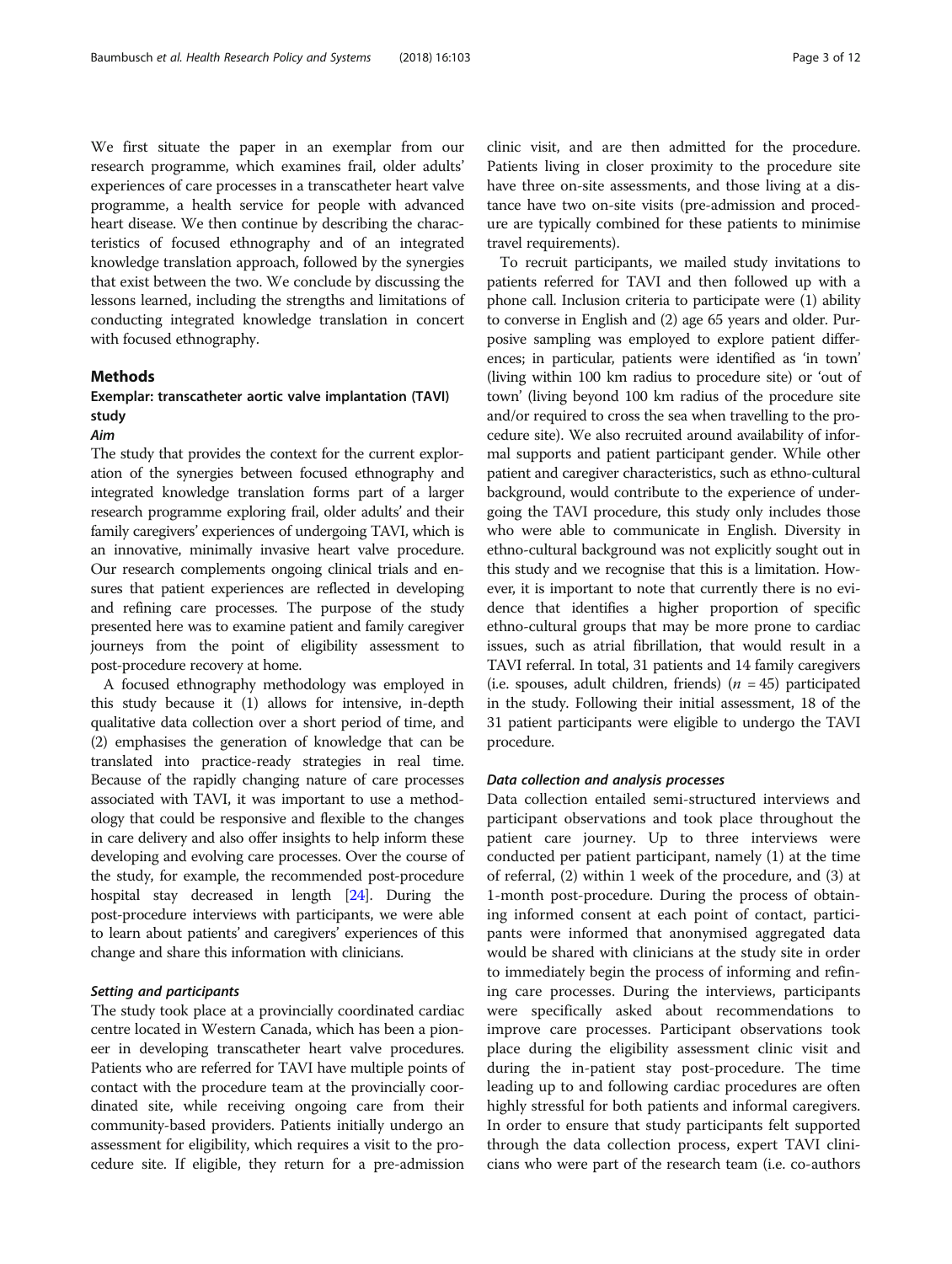We first situate the paper in an exemplar from our research programme, which examines frail, older adults' experiences of care processes in a transcatheter heart valve programme, a health service for people with advanced heart disease. We then continue by describing the characteristics of focused ethnography and of an integrated knowledge translation approach, followed by the synergies that exist between the two. We conclude by discussing the lessons learned, including the strengths and limitations of conducting integrated knowledge translation in concert with focused ethnography.

## Methods

### Exemplar: transcatheter aortic valve implantation (TAVI) study

#### *Aim*

The study that provides the context for the current exploration of the synergies between focused ethnography and integrated knowledge translation forms part of a larger research programme exploring frail, older adults' and their family caregivers' experiences of undergoing TAVI, which is an innovative, minimally invasive heart valve procedure. Our research complements ongoing clinical trials and ensures that patient experiences are reflected in developing and refining care processes. The purpose of the study presented here was to examine patient and family caregiver journeys from the point of eligibility assessment to post-procedure recovery at home.

A focused ethnography methodology was employed in this study because it (1) allows for intensive, in-depth qualitative data collection over a short period of time, and (2) emphasises the generation of knowledge that can be translated into practice-ready strategies in real time. Because of the rapidly changing nature of care processes associated with TAVI, it was important to use a methodology that could be responsive and flexible to the changes in care delivery and also offer insights to help inform these developing and evolving care processes. Over the course of the study, for example, the recommended post-procedure hospital stay decreased in length [24]. During the post-procedure interviews with participants, we were able to learn about patients' and caregivers' experiences of this change and share this information with clinicians.

#### *Setting and participants*

The study took place at a provincially coordinated cardiac centre located in Western Canada, which has been a pioneer in developing transcatheter heart valve procedures. Patients who are referred for TAVI have multiple points of contact with the procedure team at the provincially coordinated site, while receiving ongoing care from their community-based providers. Patients initially undergo an assessment for eligibility, which requires a visit to the procedure site. If eligible, they return for a pre-admission clinic visit, and are then admitted for the procedure. Patients living in closer proximity to the procedure site have three on-site assessments, and those living at a distance have two on-site visits (pre-admission and procedure are typically combined for these patients to minimise travel requirements).

To recruit participants, we mailed study invitations to patients referred for TAVI and then followed up with a phone call. Inclusion criteria to participate were (1) ability to converse in English and (2) age 65 years and older. Purposive sampling was employed to explore patient differences; in particular, patients were identified as 'in town' (living within 100 km radius to procedure site) or 'out of town' (living beyond 100 km radius of the procedure site and/or required to cross the sea when travelling to the procedure site). We also recruited around availability of informal supports and patient participant gender. While other patient and caregiver characteristics, such as ethno-cultural background, would contribute to the experience of undergoing the TAVI procedure, this study only includes those who were able to communicate in English. Diversity in ethno-cultural background was not explicitly sought out in this study and we recognise that this is a limitation. However, it is important to note that currently there is no evidence that identifies a higher proportion of specific ethno-cultural groups that may be more prone to cardiac issues, such as atrial fibrillation, that would result in a TAVI referral. In total, 31 patients and 14 family caregivers (i.e. spouses, adult children, friends) ($n$ = 45) participated in the study. Following their initial assessment, 18 of the 31 patient participants were eligible to undergo the TAVI procedure.

#### *Data collection and analysis processes*

Data collection entailed semi-structured interviews and participant observations and took place throughout the patient care journey. Up to three interviews were conducted per patient participant, namely (1) at the time of referral, (2) within 1 week of the procedure, and (3) at 1-month post-procedure. During the process of obtaining informed consent at each point of contact, participants were informed that anonymised aggregated data would be shared with clinicians at the study site in order to immediately begin the process of informing and refining care processes. During the interviews, participants were specifically asked about recommendations to improve care processes. Participant observations took place during the eligibility assessment clinic visit and during the in-patient stay post-procedure. The time leading up to and following cardiac procedures are often highly stressful for both patients and informal caregivers. In order to ensure that study participants felt supported through the data collection process, expert TAVI clinicians who were part of the research team (i.e. co-authors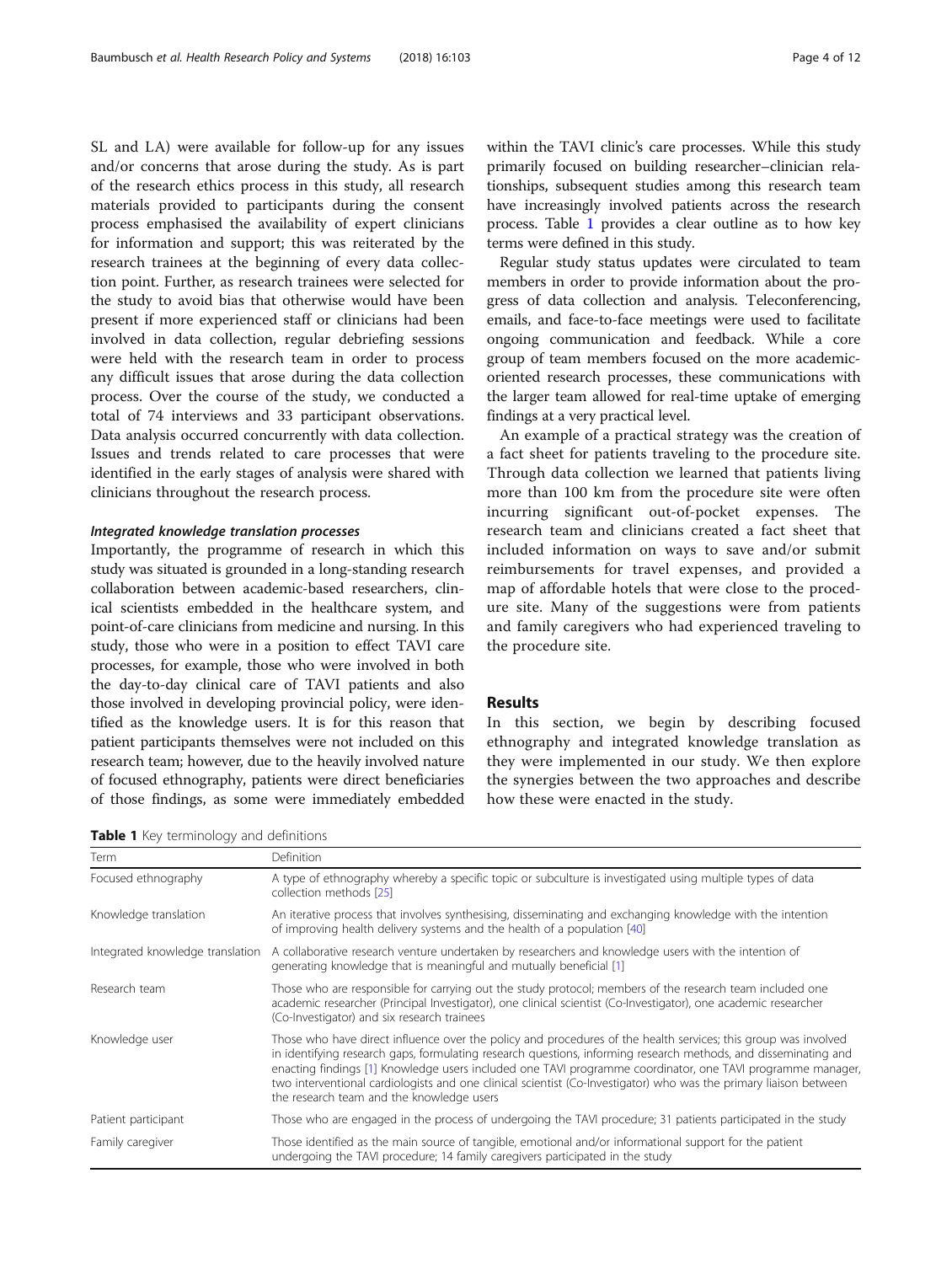SL and LA) were available for follow-up for any issues and/or concerns that arose during the study. As is part of the research ethics process in this study, all research materials provided to participants during the consent process emphasised the availability of expert clinicians for information and support; this was reiterated by the research trainees at the beginning of every data collection point. Further, as research trainees were selected for the study to avoid bias that otherwise would have been present if more experienced staff or clinicians had been involved in data collection, regular debriefing sessions were held with the research team in order to process any difficult issues that arose during the data collection process. Over the course of the study, we conducted a total of 74 interviews and 33 participant observations. Data analysis occurred concurrently with data collection. Issues and trends related to care processes that were identified in the early stages of analysis were shared with clinicians throughout the research process.

#### *Integrated knowledge translation processes*

Importantly, the programme of research in which this study was situated is grounded in a long-standing research collaboration between academic-based researchers, clinical scientists embedded in the healthcare system, and point-of-care clinicians from medicine and nursing. In this study, those who were in a position to effect TAVI care processes, for example, those who were involved in both the day-to-day clinical care of TAVI patients and also those involved in developing provincial policy, were identified as the knowledge users. It is for this reason that patient participants themselves were not included on this research team; however, due to the heavily involved nature of focused ethnography, patients were direct beneficiaries of those findings, as some were immediately embedded within the TAVI clinic's care processes. While this study primarily focused on building researcher–clinician relationships, subsequent studies among this research team have increasingly involved patients across the research process. Table 1 provides a clear outline as to how key terms were defined in this study.

Regular study status updates were circulated to team members in order to provide information about the progress of data collection and analysis. Teleconferencing, emails, and face-to-face meetings were used to facilitate ongoing communication and feedback. While a core group of team members focused on the more academic-oriented research processes, these communications with the larger team allowed for real-time uptake of emerging findings at a very practical level.

An example of a practical strategy was the creation of a fact sheet for patients traveling to the procedure site. Through data collection we learned that patients living more than 100 km from the procedure site were often incurring significant out-of-pocket expenses. The research team and clinicians created a fact sheet that included information on ways to save and/or submit reimbursements for travel expenses, and provided a map of affordable hotels that were close to the procedure site. Many of the suggestions were from patients and family caregivers who had experienced traveling to the procedure site.

## Results

In this section, we begin by describing focused ethnography and integrated knowledge translation as they were implemented in our study. We then explore the synergies between the two approaches and describe how these were enacted in the study.

**Table 1** Key terminology and definitions

| Term | Definition |
| --- | --- |
| Focused ethnography | A type of ethnography whereby a specific topic or subculture is investigated using multiple types of data collection methods [25] |
| Knowledge translation | An iterative process that involves synthesising, disseminating and exchanging knowledge with the intention of improving health delivery systems and the health of a population [40] |
| Integrated knowledge translation | A collaborative research venture undertaken by researchers and knowledge users with the intention of generating knowledge that is meaningful and mutually beneficial [1] |
| Research team | Those who are responsible for carrying out the study protocol; members of the research team included one academic researcher (Principal Investigator), one clinical scientist (Co-Investigator), one academic researcher (Co-Investigator) and six research trainees |
| Knowledge user | Those who have direct influence over the policy and procedures of the health services; this group was involved in identifying research gaps, formulating research questions, informing research methods, and disseminating and enacting findings [1] Knowledge users included one TAVI programme coordinator, one TAVI programme manager, two interventional cardiologists and one clinical scientist (Co-Investigator) who was the primary liaison between the research team and the knowledge users |
| Patient participant | Those who are engaged in the process of undergoing the TAVI procedure; 31 patients participated in the study |
| Family caregiver | Those identified as the main source of tangible, emotional and/or informational support for the patient undergoing the TAVI procedure; 14 family caregivers participated in the study |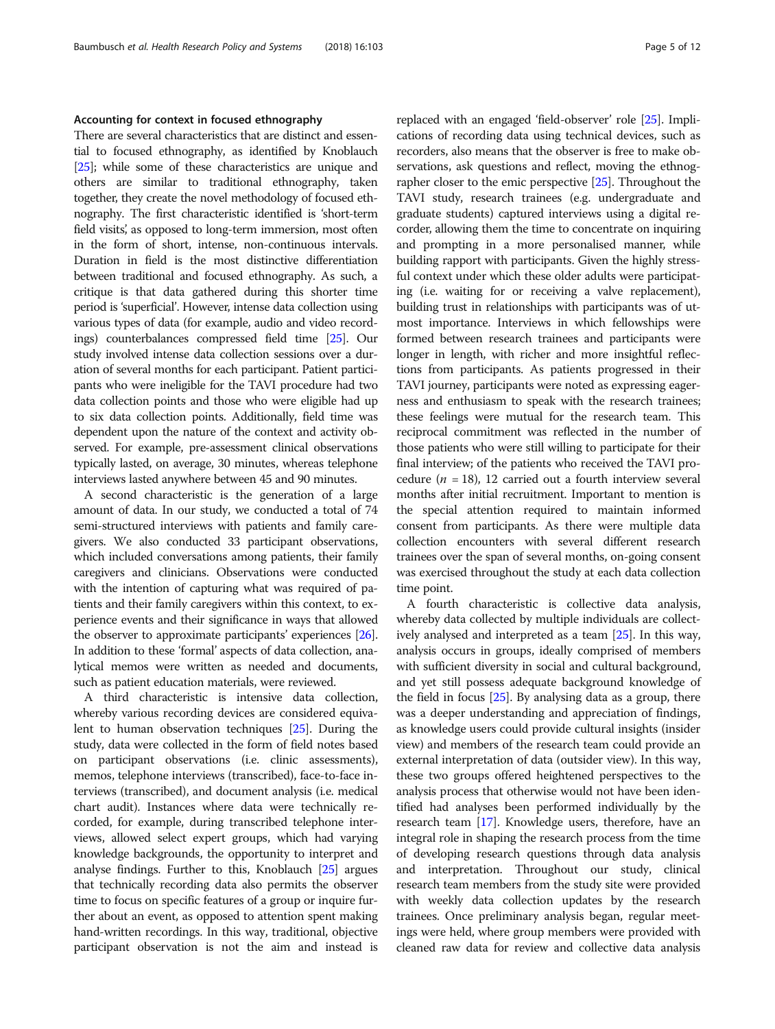### Accounting for context in focused ethnography

There are several characteristics that are distinct and essential to focused ethnography, as identified by Knoblauch [25]; while some of these characteristics are unique and others are similar to traditional ethnography, taken together, they create the novel methodology of focused ethnography. The first characteristic identified is 'short-term field visits', as opposed to long-term immersion, most often in the form of short, intense, non-continuous intervals. Duration in field is the most distinctive differentiation between traditional and focused ethnography. As such, a critique is that data gathered during this shorter time period is 'superficial'. However, intense data collection using various types of data (for example, audio and video recordings) counterbalances compressed field time [25]. Our study involved intense data collection sessions over a duration of several months for each participant. Patient participants who were ineligible for the TAVI procedure had two data collection points and those who were eligible had up to six data collection points. Additionally, field time was dependent upon the nature of the context and activity observed. For example, pre-assessment clinical observations typically lasted, on average, 30 minutes, whereas telephone interviews lasted anywhere between 45 and 90 minutes.

A second characteristic is the generation of a large amount of data. In our study, we conducted a total of 74 semi-structured interviews with patients and family caregivers. We also conducted 33 participant observations, which included conversations among patients, their family caregivers and clinicians. Observations were conducted with the intention of capturing what was required of patients and their family caregivers within this context, to experience events and their significance in ways that allowed the observer to approximate participants' experiences [26]. In addition to these 'formal' aspects of data collection, analytical memos were written as needed and documents, such as patient education materials, were reviewed.

A third characteristic is intensive data collection, whereby various recording devices are considered equivalent to human observation techniques [25]. During the study, data were collected in the form of field notes based on participant observations (i.e. clinic assessments), memos, telephone interviews (transcribed), face-to-face interviews (transcribed), and document analysis (i.e. medical chart audit). Instances where data were technically recorded, for example, during transcribed telephone interviews, allowed select expert groups, which had varying knowledge backgrounds, the opportunity to interpret and analyse findings. Further to this, Knoblauch [25] argues that technically recording data also permits the observer time to focus on specific features of a group or inquire further about an event, as opposed to attention spent making hand-written recordings. In this way, traditional, objective participant observation is not the aim and instead is replaced with an engaged 'field-observer' role [25]. Implications of recording data using technical devices, such as recorders, also means that the observer is free to make observations, ask questions and reflect, moving the ethnographer closer to the emic perspective [25]. Throughout the TAVI study, research trainees (e.g. undergraduate and graduate students) captured interviews using a digital recorder, allowing them the time to concentrate on inquiring and prompting in a more personalised manner, while building rapport with participants. Given the highly stressful context under which these older adults were participating (i.e. waiting for or receiving a valve replacement), building trust in relationships with participants was of utmost importance. Interviews in which fellowships were formed between research trainees and participants were longer in length, with richer and more insightful reflections from participants. As patients progressed in their TAVI journey, participants were noted as expressing eagerness and enthusiasm to speak with the research trainees; these feelings were mutual for the research team. This reciprocal commitment was reflected in the number of those patients who were still willing to participate for their final interview; of the patients who received the TAVI procedure ($n$ = 18), 12 carried out a fourth interview several months after initial recruitment. Important to mention is the special attention required to maintain informed consent from participants. As there were multiple data collection encounters with several different research trainees over the span of several months, on-going consent was exercised throughout the study at each data collection time point.

A fourth characteristic is collective data analysis, whereby data collected by multiple individuals are collectively analysed and interpreted as a team [25]. In this way, analysis occurs in groups, ideally comprised of members with sufficient diversity in social and cultural background, and yet still possess adequate background knowledge of the field in focus [25]. By analysing data as a group, there was a deeper understanding and appreciation of findings, as knowledge users could provide cultural insights (insider view) and members of the research team could provide an external interpretation of data (outsider view). In this way, these two groups offered heightened perspectives to the analysis process that otherwise would not have been identified had analyses been performed individually by the research team [17]. Knowledge users, therefore, have an integral role in shaping the research process from the time of developing research questions through data analysis and interpretation. Throughout our study, clinical research team members from the study site were provided with weekly data collection updates by the research trainees. Once preliminary analysis began, regular meetings were held, where group members were provided with cleaned raw data for review and collective data analysis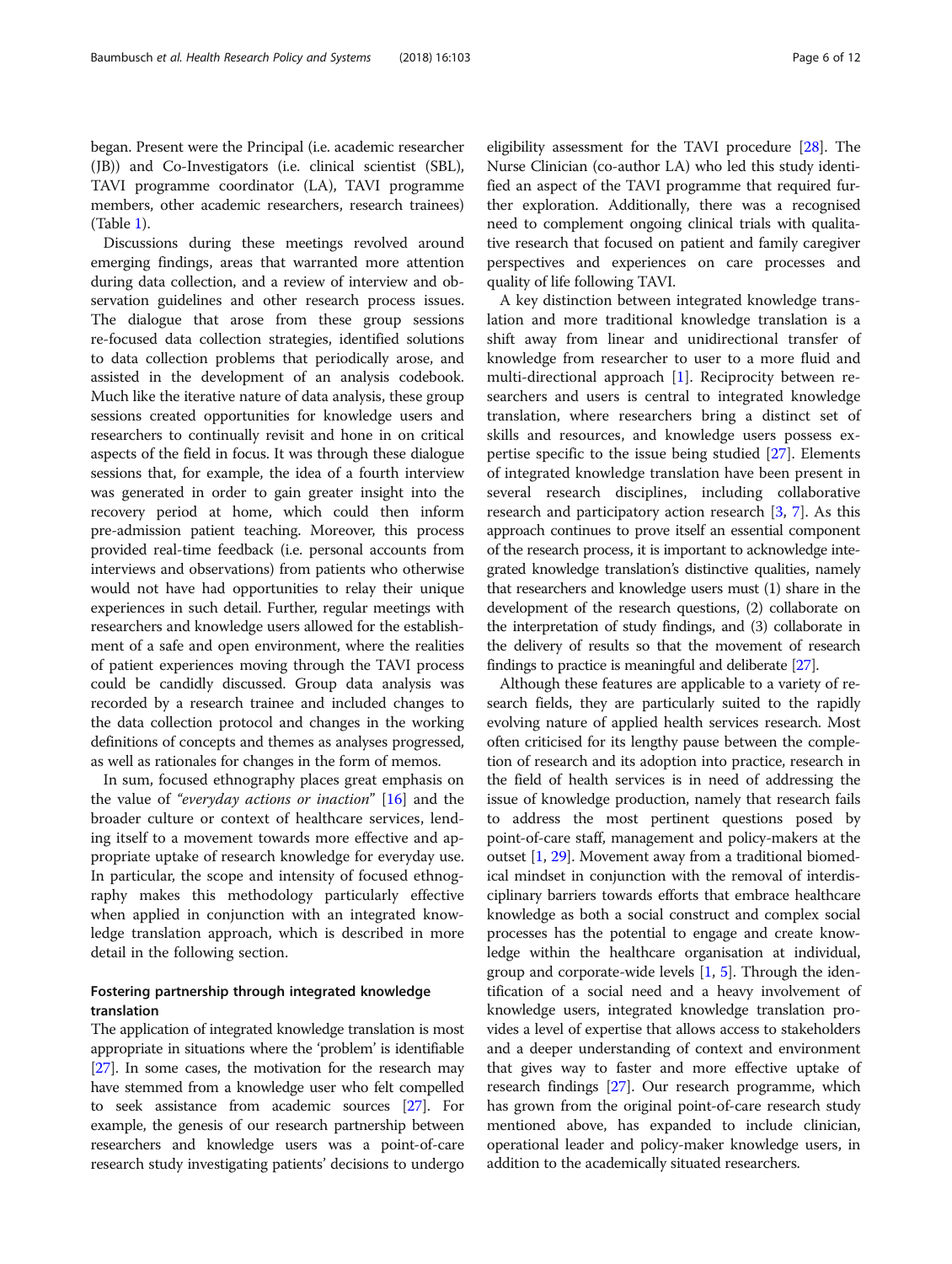began. Present were the Principal (i.e. academic researcher (JB)) and Co-Investigators (i.e. clinical scientist (SBL), TAVI programme coordinator (LA), TAVI programme members, other academic researchers, research trainees) (Table 1).

Discussions during these meetings revolved around emerging findings, areas that warranted more attention during data collection, and a review of interview and observation guidelines and other research process issues. The dialogue that arose from these group sessions re-focused data collection strategies, identified solutions to data collection problems that periodically arose, and assisted in the development of an analysis codebook. Much like the iterative nature of data analysis, these group sessions created opportunities for knowledge users and researchers to continually revisit and hone in on critical aspects of the field in focus. It was through these dialogue sessions that, for example, the idea of a fourth interview was generated in order to gain greater insight into the recovery period at home, which could then inform pre-admission patient teaching. Moreover, this process provided real-time feedback (i.e. personal accounts from interviews and observations) from patients who otherwise would not have had opportunities to relay their unique experiences in such detail. Further, regular meetings with researchers and knowledge users allowed for the establishment of a safe and open environment, where the realities of patient experiences moving through the TAVI process could be candidly discussed. Group data analysis was recorded by a research trainee and included changes to the data collection protocol and changes in the working definitions of concepts and themes as analyses progressed, as well as rationales for changes in the form of memos.

In sum, focused ethnography places great emphasis on the value of *"everyday actions or inaction"* [16] and the broader culture or context of healthcare services, lending itself to a movement towards more effective and appropriate uptake of research knowledge for everyday use. In particular, the scope and intensity of focused ethnography makes this methodology particularly effective when applied in conjunction with an integrated knowledge translation approach, which is described in more detail in the following section.

## Fostering partnership through integrated knowledge translation

The application of integrated knowledge translation is most appropriate in situations where the 'problem' is identifiable [27]. In some cases, the motivation for the research may have stemmed from a knowledge user who felt compelled to seek assistance from academic sources [27]. For example, the genesis of our research partnership between researchers and knowledge users was a point-of-care research study investigating patients' decisions to undergo eligibility assessment for the TAVI procedure [28]. The Nurse Clinician (co-author LA) who led this study identified an aspect of the TAVI programme that required further exploration. Additionally, there was a recognised need to complement ongoing clinical trials with qualitative research that focused on patient and family caregiver perspectives and experiences on care processes and quality of life following TAVI.

A key distinction between integrated knowledge translation and more traditional knowledge translation is a shift away from linear and unidirectional transfer of knowledge from researcher to user to a more fluid and multi-directional approach [1]. Reciprocity between researchers and users is central to integrated knowledge translation, where researchers bring a distinct set of skills and resources, and knowledge users possess expertise specific to the issue being studied [27]. Elements of integrated knowledge translation have been present in several research disciplines, including collaborative research and participatory action research [3, 7]. As this approach continues to prove itself an essential component of the research process, it is important to acknowledge integrated knowledge translation's distinctive qualities, namely that researchers and knowledge users must (1) share in the development of the research questions, (2) collaborate on the interpretation of study findings, and (3) collaborate in the delivery of results so that the movement of research findings to practice is meaningful and deliberate [27].

Although these features are applicable to a variety of research fields, they are particularly suited to the rapidly evolving nature of applied health services research. Most often criticised for its lengthy pause between the completion of research and its adoption into practice, research in the field of health services is in need of addressing the issue of knowledge production, namely that research fails to address the most pertinent questions posed by point-of-care staff, management and policy-makers at the outset [1, 29]. Movement away from a traditional biomedical mindset in conjunction with the removal of interdisciplinary barriers towards efforts that embrace healthcare knowledge as both a social construct and complex social processes has the potential to engage and create knowledge within the healthcare organisation at individual, group and corporate-wide levels [1, 5]. Through the identification of a social need and a heavy involvement of knowledge users, integrated knowledge translation provides a level of expertise that allows access to stakeholders and a deeper understanding of context and environment that gives way to faster and more effective uptake of research findings [27]. Our research programme, which has grown from the original point-of-care research study mentioned above, has expanded to include clinician, operational leader and policy-maker knowledge users, in addition to the academically situated researchers.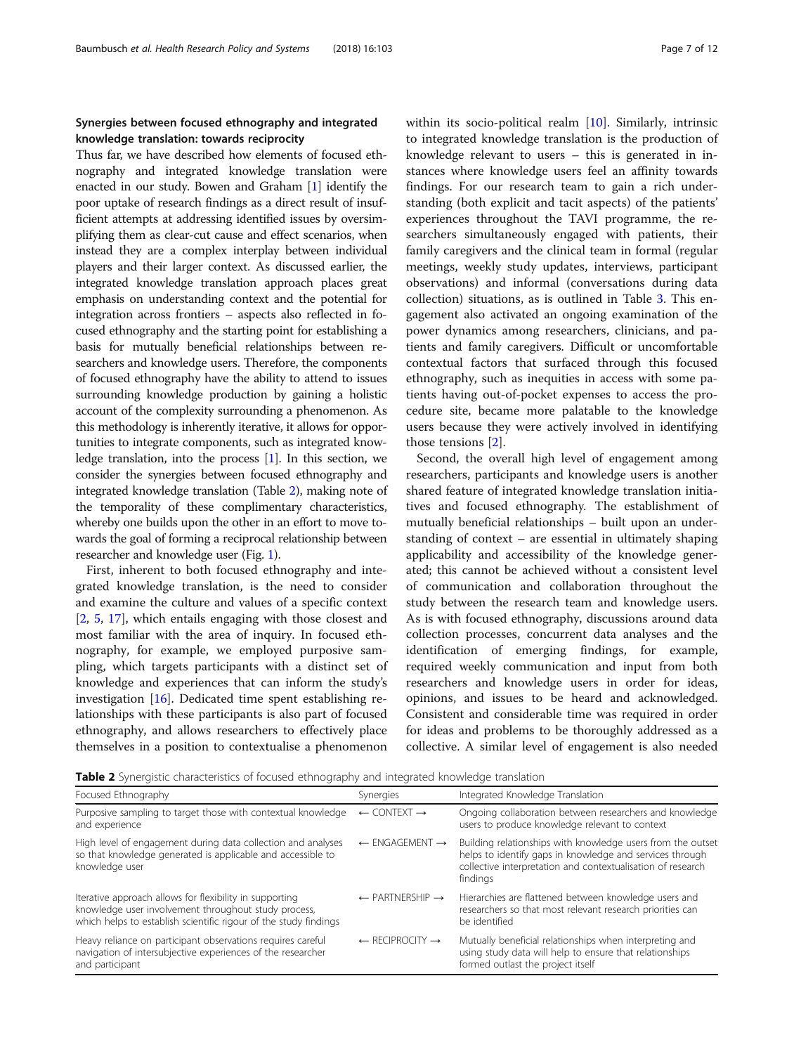## Synergies between focused ethnography and integrated knowledge translation: towards reciprocity

Thus far, we have described how elements of focused ethnography and integrated knowledge translation were enacted in our study. Bowen and Graham [1] identify the poor uptake of research findings as a direct result of insufficient attempts at addressing identified issues by oversimplifying them as clear-cut cause and effect scenarios, when instead they are a complex interplay between individual players and their larger context. As discussed earlier, the integrated knowledge translation approach places great emphasis on understanding context and the potential for integration across frontiers – aspects also reflected in focused ethnography and the starting point for establishing a basis for mutually beneficial relationships between researchers and knowledge users. Therefore, the components of focused ethnography have the ability to attend to issues surrounding knowledge production by gaining a holistic account of the complexity surrounding a phenomenon. As this methodology is inherently iterative, it allows for opportunities to integrate components, such as integrated knowledge translation, into the process [1]. In this section, we consider the synergies between focused ethnography and integrated knowledge translation (Table 2), making note of the temporality of these complimentary characteristics, whereby one builds upon the other in an effort to move towards the goal of forming a reciprocal relationship between researcher and knowledge user (Fig. 1).

First, inherent to both focused ethnography and integrated knowledge translation, is the need to consider and examine the culture and values of a specific context [2, 5, 17], which entails engaging with those closest and most familiar with the area of inquiry. In focused ethnography, for example, we employed purposive sampling, which targets participants with a distinct set of knowledge and experiences that can inform the study's investigation [16]. Dedicated time spent establishing relationships with these participants is also part of focused ethnography, and allows researchers to effectively place themselves in a position to contextualise a phenomenon within its socio-political realm [10]. Similarly, intrinsic to integrated knowledge translation is the production of knowledge relevant to users – this is generated in instances where knowledge users feel an affinity towards findings. For our research team to gain a rich understanding (both explicit and tacit aspects) of the patients' experiences throughout the TAVI programme, the researchers simultaneously engaged with patients, their family caregivers and the clinical team in formal (regular meetings, weekly study updates, interviews, participant observations) and informal (conversations during data collection) situations, as is outlined in Table 3. This engagement also activated an ongoing examination of the power dynamics among researchers, clinicians, and patients and family caregivers. Difficult or uncomfortable contextual factors that surfaced through this focused ethnography, such as inequities in access with some patients having out-of-pocket expenses to access the procedure site, became more palatable to the knowledge users because they were actively involved in identifying those tensions [2].

Second, the overall high level of engagement among researchers, participants and knowledge users is another shared feature of integrated knowledge translation initiatives and focused ethnography. The establishment of mutually beneficial relationships – built upon an understanding of context – are essential in ultimately shaping applicability and accessibility of the knowledge generated; this cannot be achieved without a consistent level of communication and collaboration throughout the study between the research team and knowledge users. As is with focused ethnography, discussions around data collection processes, concurrent data analyses and the identification of emerging findings, for example, required weekly communication and input from both researchers and knowledge users in order for ideas, opinions, and issues to be heard and acknowledged. Consistent and considerable time was required in order for ideas and problems to be thoroughly addressed as a collective. A similar level of engagement is also needed

**Table 2** Synergistic characteristics of focused ethnography and integrated knowledge translation

| Focused Ethnography | Synergies | Integrated Knowledge Translation |
|---|---|---|
| Purposive sampling to target those with contextual knowledge and experience | ← CONTEXT → | Ongoing collaboration between researchers and knowledge users to produce knowledge relevant to context |
| High level of engagement during data collection and analyses so that knowledge generated is applicable and accessible to knowledge user | ← ENGAGEMENT → | Building relationships with knowledge users from the outset helps to identify gaps in knowledge and services through collective interpretation and contextualisation of research findings |
| Iterative approach allows for flexibility in supporting knowledge user involvement throughout study process, which helps to establish scientific rigour of the study findings | ← PARTNERSHIP → | Hierarchies are flattened between knowledge users and researchers so that most relevant research priorities can be identified |
| Heavy reliance on participant observations requires careful navigation of intersubjective experiences of the researcher and participant | ← RECIPROCITY → | Mutually beneficial relationships when interpreting and using study data will help to ensure that relationships formed outlast the project itself |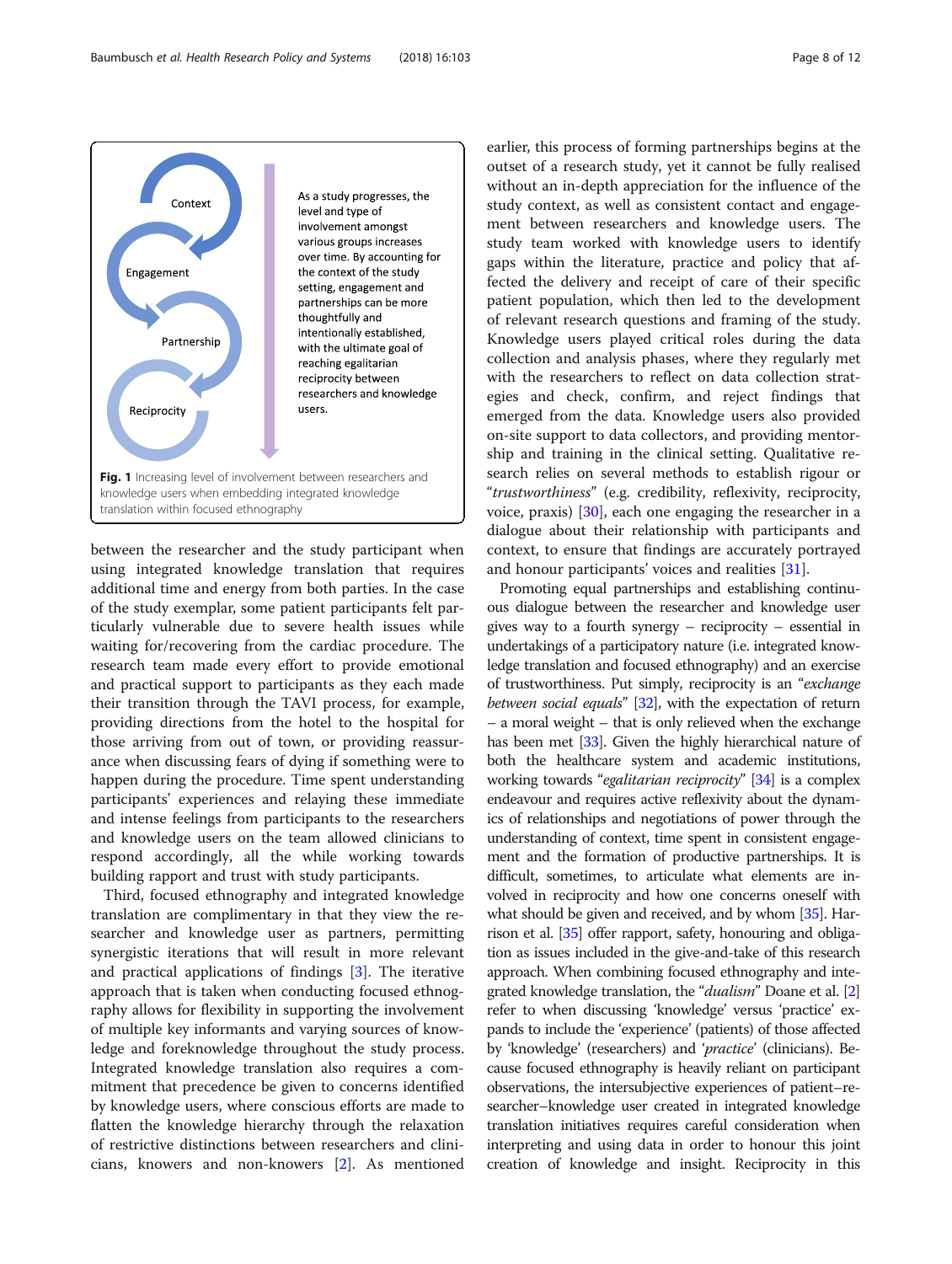Context

Engagement

Partnership

Reciprocity

As a study progresses, the level and type of involvement amongst various groups increases over time. By accounting for the context of the study setting, engagement and partnerships can be more thoughtfully and intentionally established, with the ultimate goal of reaching egalitarian reciprocity between researchers and knowledge users.

**Fig. 1** Increasing level of involvement between researchers and knowledge users when embedding integrated knowledge translation within focused ethnography

between the researcher and the study participant when using integrated knowledge translation that requires additional time and energy from both parties. In the case of the study exemplar, some patient participants felt particularly vulnerable due to severe health issues while waiting for/recovering from the cardiac procedure. The research team made every effort to provide emotional and practical support to participants as they each made their transition through the TAVI process, for example, providing directions from the hotel to the hospital for those arriving from out of town, or providing reassurance when discussing fears of dying if something were to happen during the procedure. Time spent understanding participants' experiences and relaying these immediate and intense feelings from participants to the researchers and knowledge users on the team allowed clinicians to respond accordingly, all the while working towards building rapport and trust with study participants.

Third, focused ethnography and integrated knowledge translation are complimentary in that they view the researcher and knowledge user as partners, permitting synergistic iterations that will result in more relevant and practical applications of findings [3]. The iterative approach that is taken when conducting focused ethnography allows for flexibility in supporting the involvement of multiple key informants and varying sources of knowledge and foreknowledge throughout the study process. Integrated knowledge translation also requires a commitment that precedence be given to concerns identified by knowledge users, where conscious efforts are made to flatten the knowledge hierarchy through the relaxation of restrictive distinctions between researchers and clinicians, knowers and non-knowers [2]. As mentioned earlier, this process of forming partnerships begins at the outset of a research study, yet it cannot be fully realised without an in-depth appreciation for the influence of the study context, as well as consistent contact and engagement between researchers and knowledge users. The study team worked with knowledge users to identify gaps within the literature, practice and policy that affected the delivery and receipt of care of their specific patient population, which then led to the development of relevant research questions and framing of the study. Knowledge users played critical roles during the data collection and analysis phases, where they regularly met with the researchers to reflect on data collection strategies and check, confirm, and reject findings that emerged from the data. Knowledge users also provided on-site support to data collectors, and providing mentorship and training in the clinical setting. Qualitative research relies on several methods to establish rigour or "*trustworthiness*" (e.g. credibility, reflexivity, reciprocity, voice, praxis) [30], each one engaging the researcher in a dialogue about their relationship with participants and context, to ensure that findings are accurately portrayed and honour participants' voices and realities [31].

Promoting equal partnerships and establishing continuous dialogue between the researcher and knowledge user gives way to a fourth synergy – reciprocity – essential in undertakings of a participatory nature (i.e. integrated knowledge translation and focused ethnography) and an exercise of trustworthiness. Put simply, reciprocity is an "*exchange between social equals*" [32], with the expectation of return – a moral weight – that is only relieved when the exchange has been met [33]. Given the highly hierarchical nature of both the healthcare system and academic institutions, working towards "*egalitarian reciprocity*" [34] is a complex endeavour and requires active reflexivity about the dynamics of relationships and negotiations of power through the understanding of context, time spent in consistent engagement and the formation of productive partnerships. It is difficult, sometimes, to articulate what elements are involved in reciprocity and how one concerns oneself with what should be given and received, and by whom [35]. Harrison et al. [35] offer rapport, safety, honouring and obligation as issues included in the give-and-take of this research approach. When combining focused ethnography and integrated knowledge translation, the "*dualism*" Doane et al. [2] refer to when discussing 'knowledge' versus 'practice' expands to include the 'experience' (patients) of those affected by 'knowledge' (researchers) and '*practice*' (clinicians). Because focused ethnography is heavily reliant on participant observations, the intersubjective experiences of patient–researcher–knowledge user created in integrated knowledge translation initiatives requires careful consideration when interpreting and using data in order to honour this joint creation of knowledge and insight. Reciprocity in this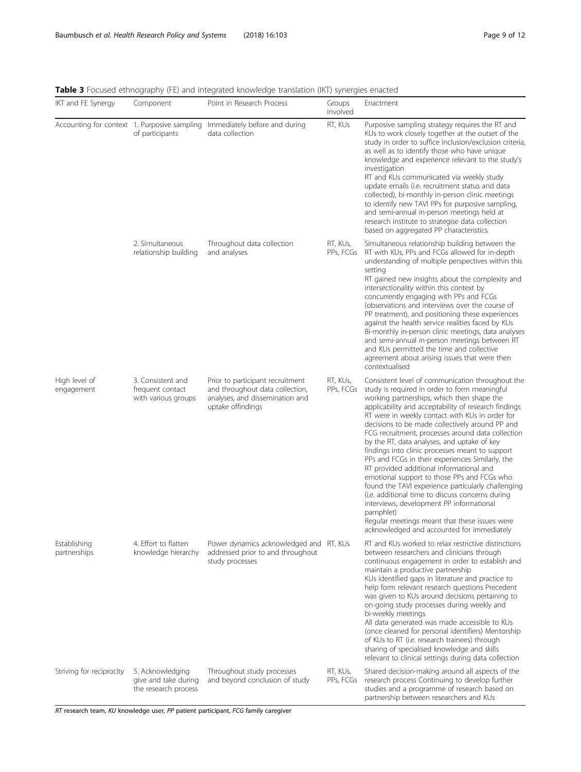**Table 3** Focused ethnography (FE) and integrated knowledge translation (IKT) synergies enacted

| IKT and FE Synergy | Component | Point in Research Process | Groups Involved | Enactment |
|---|---|---|---|---|
| Accounting for context | 1. Purposive sampling of participants | Immediately before and during data collection | RT, KUs | Purposive sampling strategy requires the RT and KUs to work closely together at the outset of the study in order to suffice inclusion/exclusion criteria, as well as to identify those who have unique knowledge and experience relevant to the study's investigation<br>RT and KUs communicated via weekly study update emails (i.e. recruitment status and data collected), bi-monthly in-person clinic meetings to identify new TAVI PPs for purposive sampling, and semi-annual in-person meetings held at research institute to strategise data collection based on aggregated PP characteristics |
| | 2. Simultaneous relationship building | Throughout data collection and analyses | RT, KUs, PPs, FCGs | Simultaneous relationship building between the RT with KUs, PPs and FCGs allowed for in-depth understanding of multiple perspectives within this setting<br>RT gained new insights about the complexity and intersectionality within this context by concurrently engaging with PPs and FCGs (observations and interviews over the course of PP treatment), and positioning these experiences against the health service realities faced by KUs Bi-monthly in-person clinic meetings, data analyses and semi-annual in-person meetings between RT and KUs permitted the time and collective agreement about arising issues that were then contextualised |
| High level of engagement | 3. Consistent and frequent contact with various groups | Prior to participant recruitment and throughout data collection, analyses, and dissemination and uptake offindings | RT, KUs, PPs, FCGs | Consistent level of communication throughout the study is required in order to form meaningful working partnerships, which then shape the applicability and acceptability of research findings RT were in weekly contact with KUs in order for decisions to be made collectively around PP and FCG recruitment, processes around data collection by the RT, data analyses, and uptake of key findings into clinic processes meant to support PPs and FCGs in their experiences Similarly, the RT provided additional informational and emotional support to those PPs and FCGs who found the TAVI experience particularly challenging (i.e. additional time to discuss concerns during interviews, development PP informational pamphlet)<br>Regular meetings meant that these issues were acknowledged and accounted for immediately |
| Establishing partnerships | 4. Effort to flatten knowledge hierarchy | Power dynamics acknowledged and addressed prior to and throughout study processes | RT, KUs | RT and KUs worked to relax restrictive distinctions between researchers and clinicians through continuous engagement in order to establish and maintain a productive partnership<br>KUs identified gaps in literature and practice to help form relevant research questions Precedent was given to KUs around decisions pertaining to on-going study processes during weekly and bi-weekly meetings<br>All data generated was made accessible to KUs (once cleaned for personal identifiers) Mentorship of KUs to RT (i.e. research trainees) through sharing of specialised knowledge and skills relevant to clinical settings during data collection |
| Striving for reciprocity | 5. Acknowledging give and take during the research process | Throughout study processes and beyond conclusion of study | RT, KUs, PPs, FCGs | Shared decision-making around all aspects of the research process Continuing to develop further studies and a programme of research based on partnership between researchers and KUs |

*RT* research team, *KU* knowledge user, *PP* patient participant, *FCG* family caregiver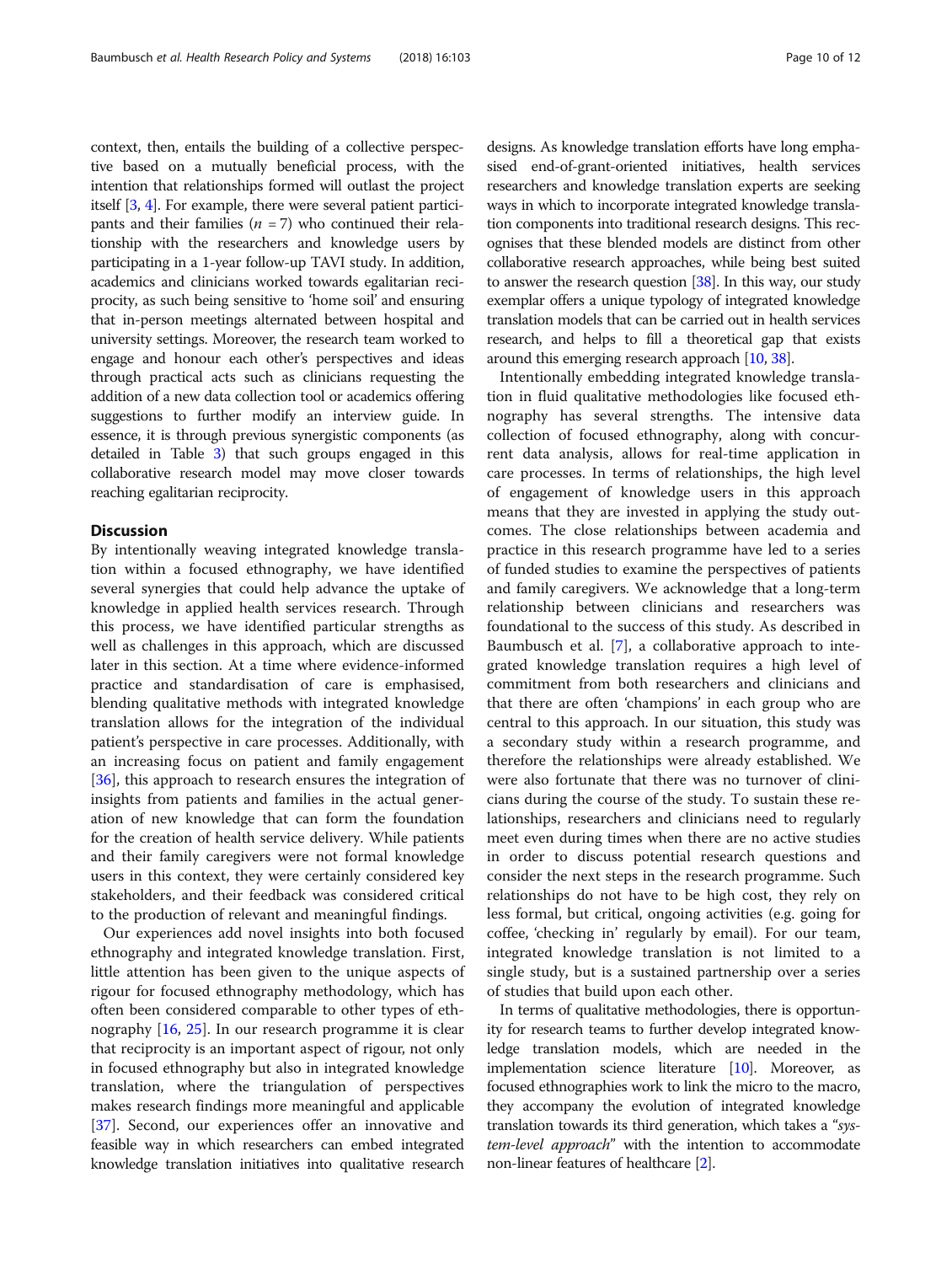context, then, entails the building of a collective perspective based on a mutually beneficial process, with the intention that relationships formed will outlast the project itself [3, 4]. For example, there were several patient participants and their families ($n = 7$) who continued their relationship with the researchers and knowledge users by participating in a 1-year follow-up TAVI study. In addition, academics and clinicians worked towards egalitarian reciprocity, as such being sensitive to 'home soil' and ensuring that in-person meetings alternated between hospital and university settings. Moreover, the research team worked to engage and honour each other's perspectives and ideas through practical acts such as clinicians requesting the addition of a new data collection tool or academics offering suggestions to further modify an interview guide. In essence, it is through previous synergistic components (as detailed in Table 3) that such groups engaged in this collaborative research model may move closer towards reaching egalitarian reciprocity.

## Discussion

By intentionally weaving integrated knowledge translation within a focused ethnography, we have identified several synergies that could help advance the uptake of knowledge in applied health services research. Through this process, we have identified particular strengths as well as challenges in this approach, which are discussed later in this section. At a time where evidence-informed practice and standardisation of care is emphasised, blending qualitative methods with integrated knowledge translation allows for the integration of the individual patient's perspective in care processes. Additionally, with an increasing focus on patient and family engagement [36], this approach to research ensures the integration of insights from patients and families in the actual generation of new knowledge that can form the foundation for the creation of health service delivery. While patients and their family caregivers were not formal knowledge users in this context, they were certainly considered key stakeholders, and their feedback was considered critical to the production of relevant and meaningful findings.

Our experiences add novel insights into both focused ethnography and integrated knowledge translation. First, little attention has been given to the unique aspects of rigour for focused ethnography methodology, which has often been considered comparable to other types of ethnography [16, 25]. In our research programme it is clear that reciprocity is an important aspect of rigour, not only in focused ethnography but also in integrated knowledge translation, where the triangulation of perspectives makes research findings more meaningful and applicable [37]. Second, our experiences offer an innovative and feasible way in which researchers can embed integrated knowledge translation initiatives into qualitative research designs. As knowledge translation efforts have long emphasised end-of-grant-oriented initiatives, health services researchers and knowledge translation experts are seeking ways in which to incorporate integrated knowledge translation components into traditional research designs. This recognises that these blended models are distinct from other collaborative research approaches, while being best suited to answer the research question [38]. In this way, our study exemplar offers a unique typology of integrated knowledge translation models that can be carried out in health services research, and helps to fill a theoretical gap that exists around this emerging research approach [10, 38].

Intentionally embedding integrated knowledge translation in fluid qualitative methodologies like focused ethnography has several strengths. The intensive data collection of focused ethnography, along with concurrent data analysis, allows for real-time application in care processes. In terms of relationships, the high level of engagement of knowledge users in this approach means that they are invested in applying the study outcomes. The close relationships between academia and practice in this research programme have led to a series of funded studies to examine the perspectives of patients and family caregivers. We acknowledge that a long-term relationship between clinicians and researchers was foundational to the success of this study. As described in Baumbusch et al. [7], a collaborative approach to integrated knowledge translation requires a high level of commitment from both researchers and clinicians and that there are often 'champions' in each group who are central to this approach. In our situation, this study was a secondary study within a research programme, and therefore the relationships were already established. We were also fortunate that there was no turnover of clinicians during the course of the study. To sustain these relationships, researchers and clinicians need to regularly meet even during times when there are no active studies in order to discuss potential research questions and consider the next steps in the research programme. Such relationships do not have to be high cost, they rely on less formal, but critical, ongoing activities (e.g. going for coffee, 'checking in' regularly by email). For our team, integrated knowledge translation is not limited to a single study, but is a sustained partnership over a series of studies that build upon each other.

In terms of qualitative methodologies, there is opportunity for research teams to further develop integrated knowledge translation models, which are needed in the implementation science literature [10]. Moreover, as focused ethnographies work to link the micro to the macro, they accompany the evolution of integrated knowledge translation towards its third generation, which takes a "*system-level approach*" with the intention to accommodate non-linear features of healthcare [2].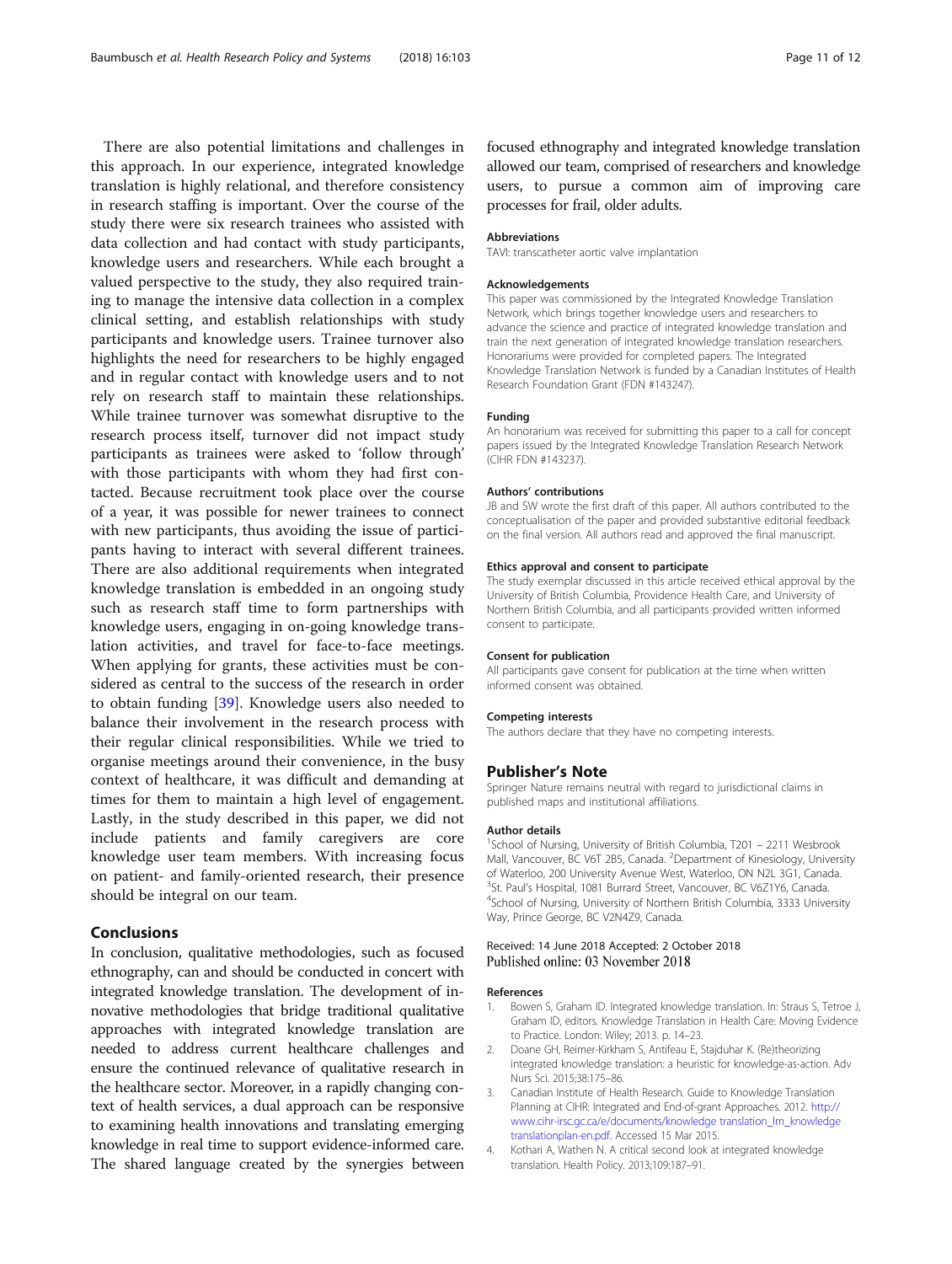There are also potential limitations and challenges in this approach. In our experience, integrated knowledge translation is highly relational, and therefore consistency in research staffing is important. Over the course of the study there were six research trainees who assisted with data collection and had contact with study participants, knowledge users and researchers. While each brought a valued perspective to the study, they also required training to manage the intensive data collection in a complex clinical setting, and establish relationships with study participants and knowledge users. Trainee turnover also highlights the need for researchers to be highly engaged and in regular contact with knowledge users and to not rely on research staff to maintain these relationships. While trainee turnover was somewhat disruptive to the research process itself, turnover did not impact study participants as trainees were asked to 'follow through' with those participants with whom they had first contacted. Because recruitment took place over the course of a year, it was possible for newer trainees to connect with new participants, thus avoiding the issue of participants having to interact with several different trainees. There are also additional requirements when integrated knowledge translation is embedded in an ongoing study such as research staff time to form partnerships with knowledge users, engaging in on-going knowledge translation activities, and travel for face-to-face meetings. When applying for grants, these activities must be considered as central to the success of the research in order to obtain funding [39]. Knowledge users also needed to balance their involvement in the research process with their regular clinical responsibilities. While we tried to organise meetings around their convenience, in the busy context of healthcare, it was difficult and demanding at times for them to maintain a high level of engagement. Lastly, in the study described in this paper, we did not include patients and family caregivers are core knowledge user team members. With increasing focus on patient- and family-oriented research, their presence should be integral on our team.

## Conclusions

In conclusion, qualitative methodologies, such as focused ethnography, can and should be conducted in concert with integrated knowledge translation. The development of innovative methodologies that bridge traditional qualitative approaches with integrated knowledge translation are needed to address current healthcare challenges and ensure the continued relevance of qualitative research in the healthcare sector. Moreover, in a rapidly changing context of health services, a dual approach can be responsive to examining health innovations and translating emerging knowledge in real time to support evidence-informed care. The shared language created by the synergies between focused ethnography and integrated knowledge translation allowed our team, comprised of researchers and knowledge users, to pursue a common aim of improving care processes for frail, older adults.

#### Abbreviations

TAVI: transcatheter aortic valve implantation

#### Acknowledgements

This paper was commissioned by the Integrated Knowledge Translation Network, which brings together knowledge users and researchers to advance the science and practice of integrated knowledge translation and train the next generation of integrated knowledge translation researchers. Honorariums were provided for completed papers. The Integrated Knowledge Translation Network is funded by a Canadian Institutes of Health Research Foundation Grant (FDN #143247).

#### Funding

An honorarium was received for submitting this paper to a call for concept papers issued by the Integrated Knowledge Translation Research Network (CIHR FDN #143237).

#### Authors' contributions

JB and SW wrote the first draft of this paper. All authors contributed to the conceptualisation of the paper and provided substantive editorial feedback on the final version. All authors read and approved the final manuscript.

#### Ethics approval and consent to participate

The study exemplar discussed in this article received ethical approval by the University of British Columbia, Providence Health Care, and University of Northern British Columbia, and all participants provided written informed consent to participate.

#### Consent for publication

All participants gave consent for publication at the time when written informed consent was obtained.

#### Competing interests

The authors declare that they have no competing interests.

## Publisher's Note

Springer Nature remains neutral with regard to jurisdictional claims in published maps and institutional affiliations.

#### Author details

[1]School of Nursing, University of British Columbia, T201 – 2211 Wesbrook Mall, Vancouver, BC V6T 2B5, Canada. [2]Department of Kinesiology, University of Waterloo, 200 University Avenue West, Waterloo, ON N2L 3G1, Canada. [3]St. Paul's Hospital, 1081 Burrard Street, Vancouver, BC V6Z1Y6, Canada. [4]School of Nursing, University of Northern British Columbia, 3333 University Way, Prince George, BC V2N4Z9, Canada.

Received: 14 June 2018 Accepted: 2 October 2018
Published online: 03 November 2018

#### References

1. Bowen S, Graham ID. Integrated knowledge translation. In: Straus S, Tetroe J, Graham ID, editors. Knowledge Translation in Health Care: Moving Evidence to Practice. London: Wiley; 2013. p. 14–23.
2. Doane GH, Reimer-Kirkham S, Antifeau E, Stajduhar K. (Re)theorizing integrated knowledge translation: a heuristic for knowledge-as-action. Adv Nurs Sci. 2015;38:175–86.
3. Canadian Institute of Health Research. Guide to Knowledge Translation Planning at CIHR: Integrated and End-of-grant Approaches. 2012. http://www.cihr-irsc.gc.ca/e/documents/knowledge translation_lm_knowledge translationplan-en.pdf. Accessed 15 Mar 2015.
4. Kothari A, Wathen N. A critical second look at integrated knowledge translation. Health Policy. 2013;109:187–91.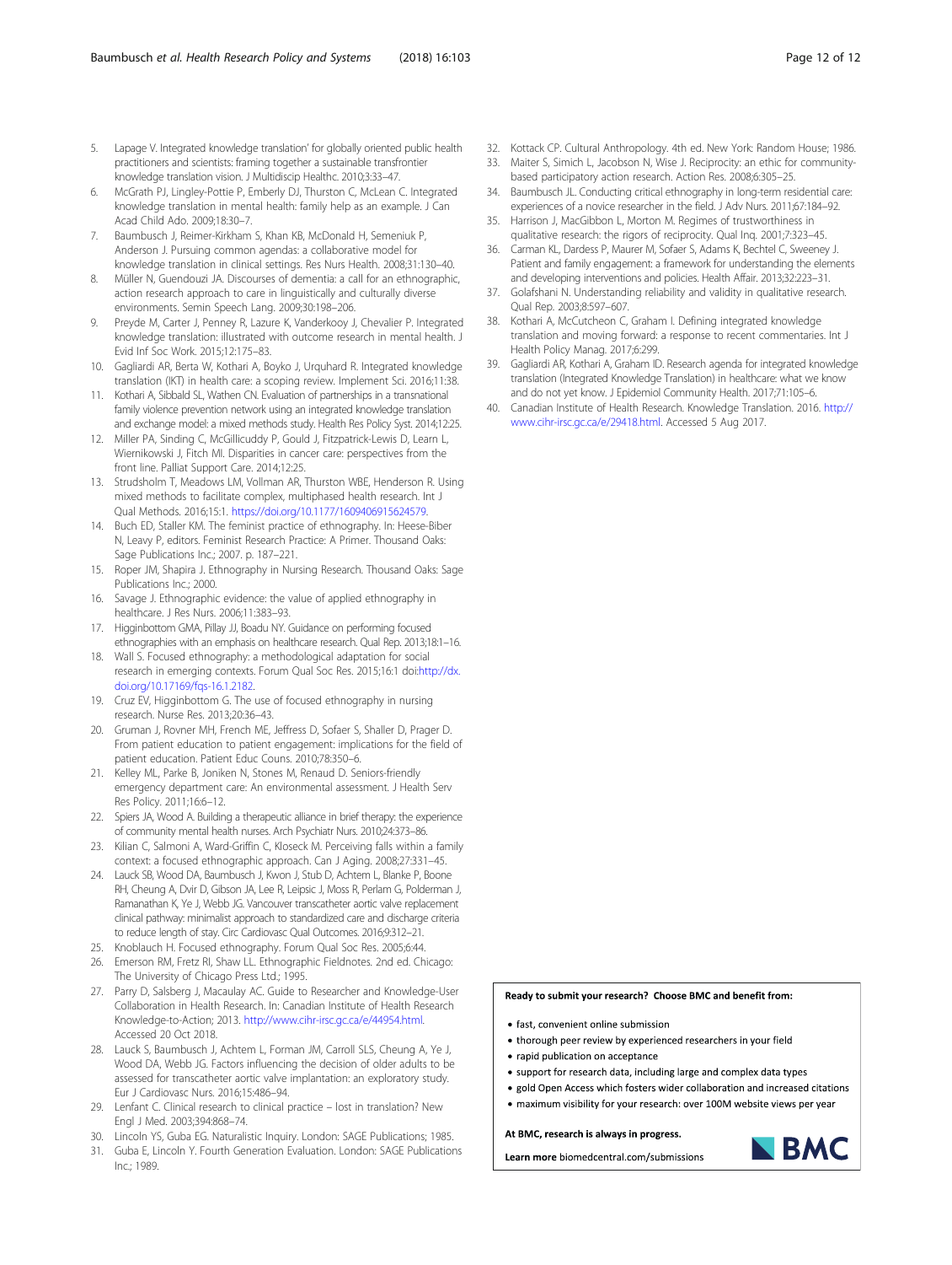5. Lapage V. Integrated knowledge translation' for globally oriented public health practitioners and scientists: framing together a sustainable transfrontier knowledge translation vision. J Multidiscip Healthc. 2010;3:33–47.
6. McGrath PJ, Lingley-Pottie P, Emberly DJ, Thurston C, McLean C. Integrated knowledge translation in mental health: family help as an example. J Can Acad Child Ado. 2009;18:30–7.
7. Baumbusch J, Reimer-Kirkham S, Khan KB, McDonald H, Semeniuk P, Anderson J. Pursuing common agendas: a collaborative model for knowledge translation in clinical settings. Res Nurs Health. 2008;31:130–40.
8. Müller N, Guendouzi JA. Discourses of dementia: a call for an ethnographic, action research approach to care in linguistically and culturally diverse environments. Semin Speech Lang. 2009;30:198–206.
9. Preyde M, Carter J, Penney R, Lazure K, Vanderkooy J, Chevalier P. Integrated knowledge translation: illustrated with outcome research in mental health. J Evid Inf Soc Work. 2015;12:175–83.
10. Gagliardi AR, Berta W, Kothari A, Boyko J, Urquhard R. Integrated knowledge translation (IKT) in health care: a scoping review. Implement Sci. 2016;11:38.
11. Kothari A, Sibbald SL, Wathen CN. Evaluation of partnerships in a transnational family violence prevention network using an integrated knowledge translation and exchange model: a mixed methods study. Health Res Policy Syst. 2014;12:25.
12. Miller PA, Sinding C, McGillicuddy P, Gould J, Fitzpatrick-Lewis D, Learn L, Wiernikowski J, Fitch MI. Disparities in cancer care: perspectives from the front line. Palliat Support Care. 2014;12:25.
13. Strudsholm T, Meadows LM, Vollman AR, Thurston WBE, Henderson R. Using mixed methods to facilitate complex, multiphased health research. Int J Qual Methods. 2016;15:1. https://doi.org/10.1177/1609406915624579.
14. Buch ED, Staller KM. The feminist practice of ethnography. In: Heese-Biber N, Leavy P, editors. Feminist Research Practice: A Primer. Thousand Oaks: Sage Publications Inc.; 2007. p. 187–221.
15. Roper JM, Shapira J. Ethnography in Nursing Research. Thousand Oaks: Sage Publications Inc.; 2000.
16. Savage J. Ethnographic evidence: the value of applied ethnography in healthcare. J Res Nurs. 2006;11:383–93.
17. Higginbottom GMA, Pillay JJ, Boadu NY. Guidance on performing focused ethnographies with an emphasis on healthcare research. Qual Rep. 2013;18:1–16.
18. Wall S. Focused ethnography: a methodological adaptation for social research in emerging contexts. Forum Qual Soc Res. 2015;16:1 doi:http://dx.doi.org/10.17169/fqs-16.1.2182.
19. Cruz EV, Higginbottom G. The use of focused ethnography in nursing research. Nurse Res. 2013;20:36–43.
20. Gruman J, Rovner MH, French ME, Jeffress D, Sofaer S, Shaller D, Prager D. From patient education to patient engagement: implications for the field of patient education. Patient Educ Couns. 2010;78:350–6.
21. Kelley ML, Parke B, Joniken N, Stones M, Renaud D. Seniors-friendly emergency department care: An environmental assessment. J Health Serv Res Policy. 2011;16:6–12.
22. Spiers JA, Wood A. Building a therapeutic alliance in brief therapy: the experience of community mental health nurses. Arch Psychiatr Nurs. 2010;24:373–86.
23. Kilian C, Salmoni A, Ward-Griffin C, Kloseck M. Perceiving falls within a family context: a focused ethnographic approach. Can J Aging. 2008;27:331–45.
24. Lauck SB, Wood DA, Baumbusch J, Kwon J, Stub D, Achtem L, Blanke P, Boone RH, Cheung A, Dvir D, Gibson JA, Lee R, Leipsic J, Moss R, Perlam G, Polderman J, Ramanathan K, Ye J, Webb JG. Vancouver transcatheter aortic valve replacement clinical pathway: minimalist approach to standardized care and discharge criteria to reduce length of stay. Circ Cardiovasc Qual Outcomes. 2016;9:312–21.
25. Knoblauch H. Focused ethnography. Forum Qual Soc Res. 2005;6:44.
26. Emerson RM, Fretz RI, Shaw LL. Ethnographic Fieldnotes. 2nd ed. Chicago: The University of Chicago Press Ltd.; 1995.
27. Parry D, Salsberg J, Macaulay AC. Guide to Researcher and Knowledge-User Collaboration in Health Research. In: Canadian Institute of Health Research Knowledge-to-Action; 2013. http://www.cihr-irsc.gc.ca/e/44954.html. Accessed 20 Oct 2018.
28. Lauck S, Baumbusch J, Achtem L, Forman JM, Carroll SLS, Cheung A, Ye J, Wood DA, Webb JG. Factors influencing the decision of older adults to be assessed for transcatheter aortic valve implantation: an exploratory study. Eur J Cardiovasc Nurs. 2016;15:486–94.
29. Lenfant C. Clinical research to clinical practice – lost in translation? New Engl J Med. 2003;394:868–74.
30. Lincoln YS, Guba EG. Naturalistic Inquiry. London: SAGE Publications; 1985.
31. Guba E, Lincoln Y. Fourth Generation Evaluation. London: SAGE Publications Inc.; 1989.
32. Kottack CP. Cultural Anthropology. 4th ed. New York: Random House; 1986.
33. Maiter S, Simich L, Jacobson N, Wise J. Reciprocity: an ethic for community-based participatory action research. Action Res. 2008;6:305–25.
34. Baumbusch JL. Conducting critical ethnography in long-term residential care: experiences of a novice researcher in the field. J Adv Nurs. 2011;67:184–92.
35. Harrison J, MacGibbon L, Morton M. Regimes of trustworthiness in qualitative research: the rigors of reciprocity. Qual Inq. 2001;7:323–45.
36. Carman KL, Dardess P, Maurer M, Sofaer S, Adams K, Bechtel C, Sweeney J. Patient and family engagement: a framework for understanding the elements and developing interventions and policies. Health Affair. 2013;32:223–31.
37. Golafshani N. Understanding reliability and validity in qualitative research. Qual Rep. 2003;8:597–607.
38. Kothari A, McCutcheon C, Graham I. Defining integrated knowledge translation and moving forward: a response to recent commentaries. Int J Health Policy Manag. 2017;6:299.
39. Gagliardi AR, Kothari A, Graham ID. Research agenda for integrated knowledge translation (Integrated Knowledge Translation) in healthcare: what we know and do not yet know. J Epidemiol Community Health. 2017;71:105–6.
40. Canadian Institute of Health Research. Knowledge Translation. 2016. http://www.cihr-irsc.gc.ca/e/29418.html. Accessed 5 Aug 2017.

**Ready to submit your research? Choose BMC and benefit from:**

- fast, convenient online submission
- thorough peer review by experienced researchers in your field
- rapid publication on acceptance
- support for research data, including large and complex data types
- gold Open Access which fosters wider collaboration and increased citations
- maximum visibility for your research: over 100M website views per year

**At BMC, research is always in progress.**

**Learn more** biomedcentral.com/submissions

BMC